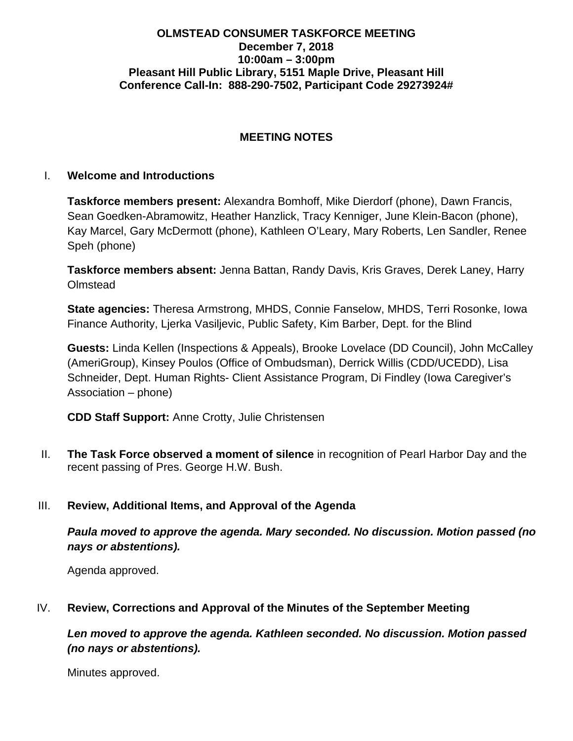**OLMSTEAD CONSUMER TASKFORCE MEETING**
**December 7, 2018**
**10:00am – 3:00pm**
**Pleasant Hill Public Library, 5151 Maple Drive, Pleasant Hill**
**Conference Call-In: 888-290-7502, Participant Code 29273924#**

## MEETING NOTES

### I. Welcome and Introductions

**Taskforce members present:** Alexandra Bomhoff, Mike Dierdorf (phone), Dawn Francis, Sean Goedken-Abramowitz, Heather Hanzlick, Tracy Kenniger, June Klein-Bacon (phone), Kay Marcel, Gary McDermott (phone), Kathleen O'Leary, Mary Roberts, Len Sandler, Renee Speh (phone)

**Taskforce members absent:** Jenna Battan, Randy Davis, Kris Graves, Derek Laney, Harry Olmstead

**State agencies:** Theresa Armstrong, MHDS, Connie Fanselow, MHDS, Terri Rosonke, Iowa Finance Authority, Ljerka Vasiljevic, Public Safety, Kim Barber, Dept. for the Blind

**Guests:** Linda Kellen (Inspections & Appeals), Brooke Lovelace (DD Council), John McCalley (AmeriGroup), Kinsey Poulos (Office of Ombudsman), Derrick Willis (CDD/UCEDD), Lisa Schneider, Dept. Human Rights- Client Assistance Program, Di Findley (Iowa Caregiver's Association – phone)

**CDD Staff Support:** Anne Crotty, Julie Christensen

### II. The Task Force observed a moment of silence in recognition of Pearl Harbor Day and the recent passing of Pres. George H.W. Bush.

### III. Review, Additional Items, and Approval of the Agenda

***Paula moved to approve the agenda. Mary seconded. No discussion. Motion passed (no nays or abstentions).***

Agenda approved.

### IV. Review, Corrections and Approval of the Minutes of the September Meeting

***Len moved to approve the agenda. Kathleen seconded. No discussion. Motion passed (no nays or abstentions).***

Minutes approved.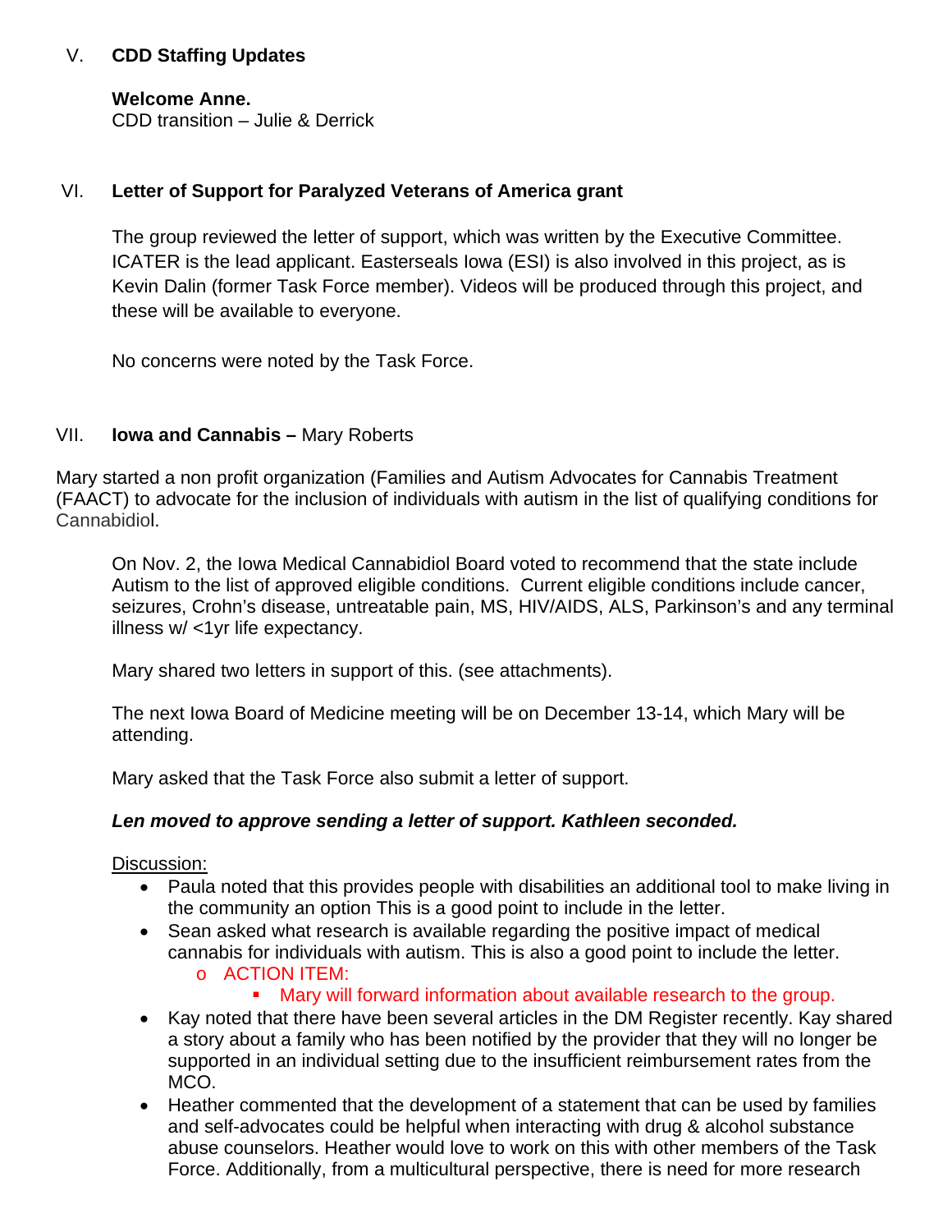## V. CDD Staffing Updates

**Welcome Anne.**
CDD transition – Julie & Derrick

## VI. Letter of Support for Paralyzed Veterans of America grant

The group reviewed the letter of support, which was written by the Executive Committee. ICATER is the lead applicant. Easterseals Iowa (ESI) is also involved in this project, as is Kevin Dalin (former Task Force member). Videos will be produced through this project, and these will be available to everyone.

No concerns were noted by the Task Force.

## VII. Iowa and Cannabis – Mary Roberts

Mary started a non profit organization (Families and Autism Advocates for Cannabis Treatment (FAACT) to advocate for the inclusion of individuals with autism in the list of qualifying conditions for Cannabidiol.

On Nov. 2, the Iowa Medical Cannabidiol Board voted to recommend that the state include Autism to the list of approved eligible conditions. Current eligible conditions include cancer, seizures, Crohn's disease, untreatable pain, MS, HIV/AIDS, ALS, Parkinson's and any terminal illness w/ <1yr life expectancy.

Mary shared two letters in support of this. (see attachments).

The next Iowa Board of Medicine meeting will be on December 13-14, which Mary will be attending.

Mary asked that the Task Force also submit a letter of support.

***Len moved to approve sending a letter of support. Kathleen seconded.***

Discussion:

- Paula noted that this provides people with disabilities an additional tool to make living in the community an option This is a good point to include in the letter.
- Sean asked what research is available regarding the positive impact of medical cannabis for individuals with autism. This is also a good point to include the letter.
  - ACTION ITEM:
    - Mary will forward information about available research to the group.
- Kay noted that there have been several articles in the DM Register recently. Kay shared a story about a family who has been notified by the provider that they will no longer be supported in an individual setting due to the insufficient reimbursement rates from the MCO.
- Heather commented that the development of a statement that can be used by families and self-advocates could be helpful when interacting with drug & alcohol substance abuse counselors. Heather would love to work on this with other members of the Task Force. Additionally, from a multicultural perspective, there is need for more research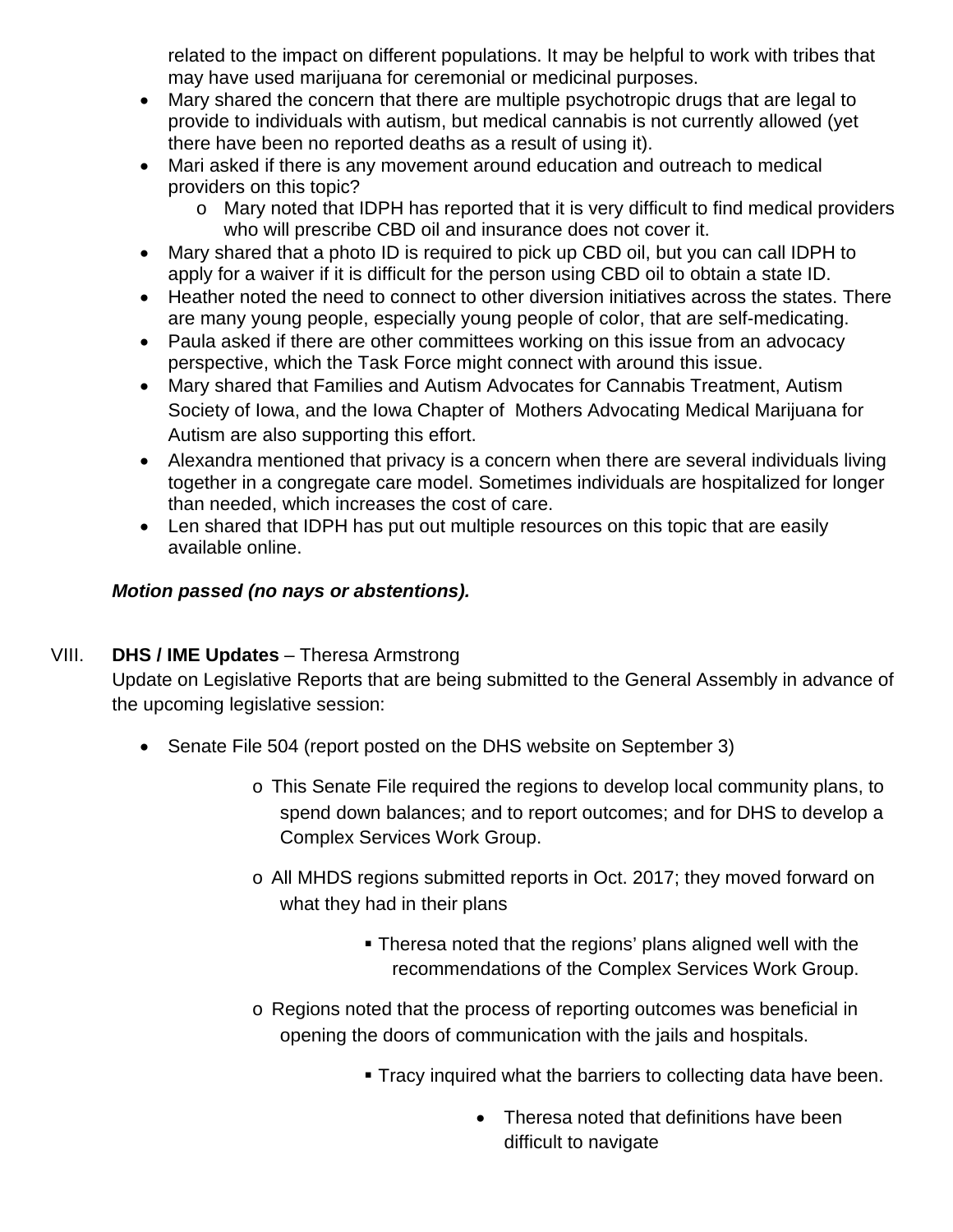related to the impact on different populations. It may be helpful to work with tribes that may have used marijuana for ceremonial or medicinal purposes.

- Mary shared the concern that there are multiple psychotropic drugs that are legal to provide to individuals with autism, but medical cannabis is not currently allowed (yet there have been no reported deaths as a result of using it).
- Mari asked if there is any movement around education and outreach to medical providers on this topic?
  - Mary noted that IDPH has reported that it is very difficult to find medical providers who will prescribe CBD oil and insurance does not cover it.
- Mary shared that a photo ID is required to pick up CBD oil, but you can call IDPH to apply for a waiver if it is difficult for the person using CBD oil to obtain a state ID.
- Heather noted the need to connect to other diversion initiatives across the states. There are many young people, especially young people of color, that are self-medicating.
- Paula asked if there are other committees working on this issue from an advocacy perspective, which the Task Force might connect with around this issue.
- Mary shared that Families and Autism Advocates for Cannabis Treatment, Autism Society of Iowa, and the Iowa Chapter of Mothers Advocating Medical Marijuana for Autism are also supporting this effort.
- Alexandra mentioned that privacy is a concern when there are several individuals living together in a congregate care model. Sometimes individuals are hospitalized for longer than needed, which increases the cost of care.
- Len shared that IDPH has put out multiple resources on this topic that are easily available online.

***Motion passed (no nays or abstentions).***

VIII. **DHS / IME Updates** – Theresa Armstrong

Update on Legislative Reports that are being submitted to the General Assembly in advance of the upcoming legislative session:

- Senate File 504 (report posted on the DHS website on September 3)
  - This Senate File required the regions to develop local community plans, to spend down balances; and to report outcomes; and for DHS to develop a Complex Services Work Group.
  - All MHDS regions submitted reports in Oct. 2017; they moved forward on what they had in their plans
    - Theresa noted that the regions' plans aligned well with the recommendations of the Complex Services Work Group.
  - Regions noted that the process of reporting outcomes was beneficial in opening the doors of communication with the jails and hospitals.
    - Tracy inquired what the barriers to collecting data have been.
      - Theresa noted that definitions have been difficult to navigate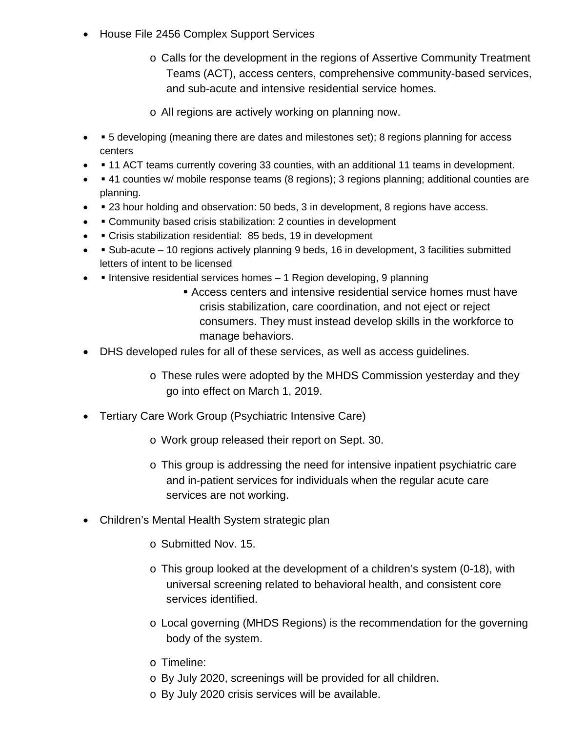- House File 2456 Complex Support Services
    - Calls for the development in the regions of Assertive Community Treatment Teams (ACT), access centers, comprehensive community-based services, and sub-acute and intensive residential service homes.
    - All regions are actively working on planning now.
- ▪ 5 developing (meaning there are dates and milestones set); 8 regions planning for access centers
- ▪ 11 ACT teams currently covering 33 counties, with an additional 11 teams in development.
- ▪ 41 counties w/ mobile response teams (8 regions); 3 regions planning; additional counties are planning.
- ▪ 23 hour holding and observation: 50 beds, 3 in development, 8 regions have access.
- ▪ Community based crisis stabilization: 2 counties in development
- ▪ Crisis stabilization residential: 85 beds, 19 in development
- ▪ Sub-acute – 10 regions actively planning 9 beds, 16 in development, 3 facilities submitted letters of intent to be licensed
- ▪ Intensive residential services homes – 1 Region developing, 9 planning
        - Access centers and intensive residential service homes must have crisis stabilization, care coordination, and not eject or reject consumers. They must instead develop skills in the workforce to manage behaviors.
- DHS developed rules for all of these services, as well as access guidelines.
    - These rules were adopted by the MHDS Commission yesterday and they go into effect on March 1, 2019.
- Tertiary Care Work Group (Psychiatric Intensive Care)
    - Work group released their report on Sept. 30.
    - This group is addressing the need for intensive inpatient psychiatric care and in-patient services for individuals when the regular acute care services are not working.
- Children's Mental Health System strategic plan
    - Submitted Nov. 15.
    - This group looked at the development of a children's system (0-18), with universal screening related to behavioral health, and consistent core services identified.
    - Local governing (MHDS Regions) is the recommendation for the governing body of the system.
    - Timeline:
    - By July 2020, screenings will be provided for all children.
    - By July 2020 crisis services will be available.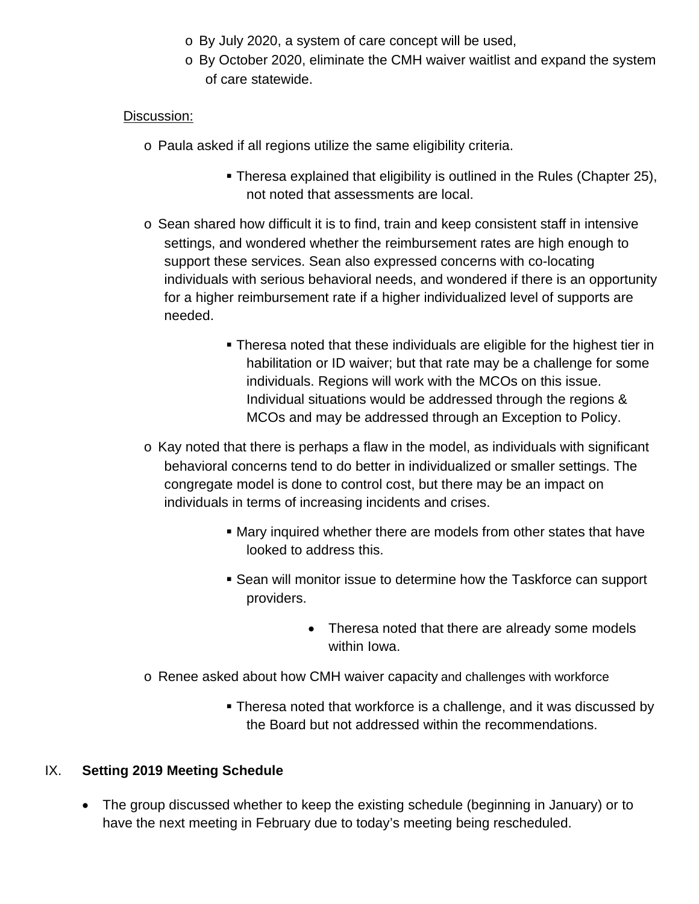- By July 2020, a system of care concept will be used,
- By October 2020, eliminate the CMH waiver waitlist and expand the system of care statewide.

Discussion:

- Paula asked if all regions utilize the same eligibility criteria.
  - Theresa explained that eligibility is outlined in the Rules (Chapter 25), not noted that assessments are local.
- Sean shared how difficult it is to find, train and keep consistent staff in intensive settings, and wondered whether the reimbursement rates are high enough to support these services. Sean also expressed concerns with co-locating individuals with serious behavioral needs, and wondered if there is an opportunity for a higher reimbursement rate if a higher individualized level of supports are needed.
  - Theresa noted that these individuals are eligible for the highest tier in habilitation or ID waiver; but that rate may be a challenge for some individuals. Regions will work with the MCOs on this issue. Individual situations would be addressed through the regions & MCOs and may be addressed through an Exception to Policy.
- Kay noted that there is perhaps a flaw in the model, as individuals with significant behavioral concerns tend to do better in individualized or smaller settings. The congregate model is done to control cost, but there may be an impact on individuals in terms of increasing incidents and crises.
  - Mary inquired whether there are models from other states that have looked to address this.
  - Sean will monitor issue to determine how the Taskforce can support providers.
    - Theresa noted that there are already some models within Iowa.
- Renee asked about how CMH waiver capacity and challenges with workforce
  - Theresa noted that workforce is a challenge, and it was discussed by the Board but not addressed within the recommendations.

## IX. Setting 2019 Meeting Schedule

- The group discussed whether to keep the existing schedule (beginning in January) or to have the next meeting in February due to today's meeting being rescheduled.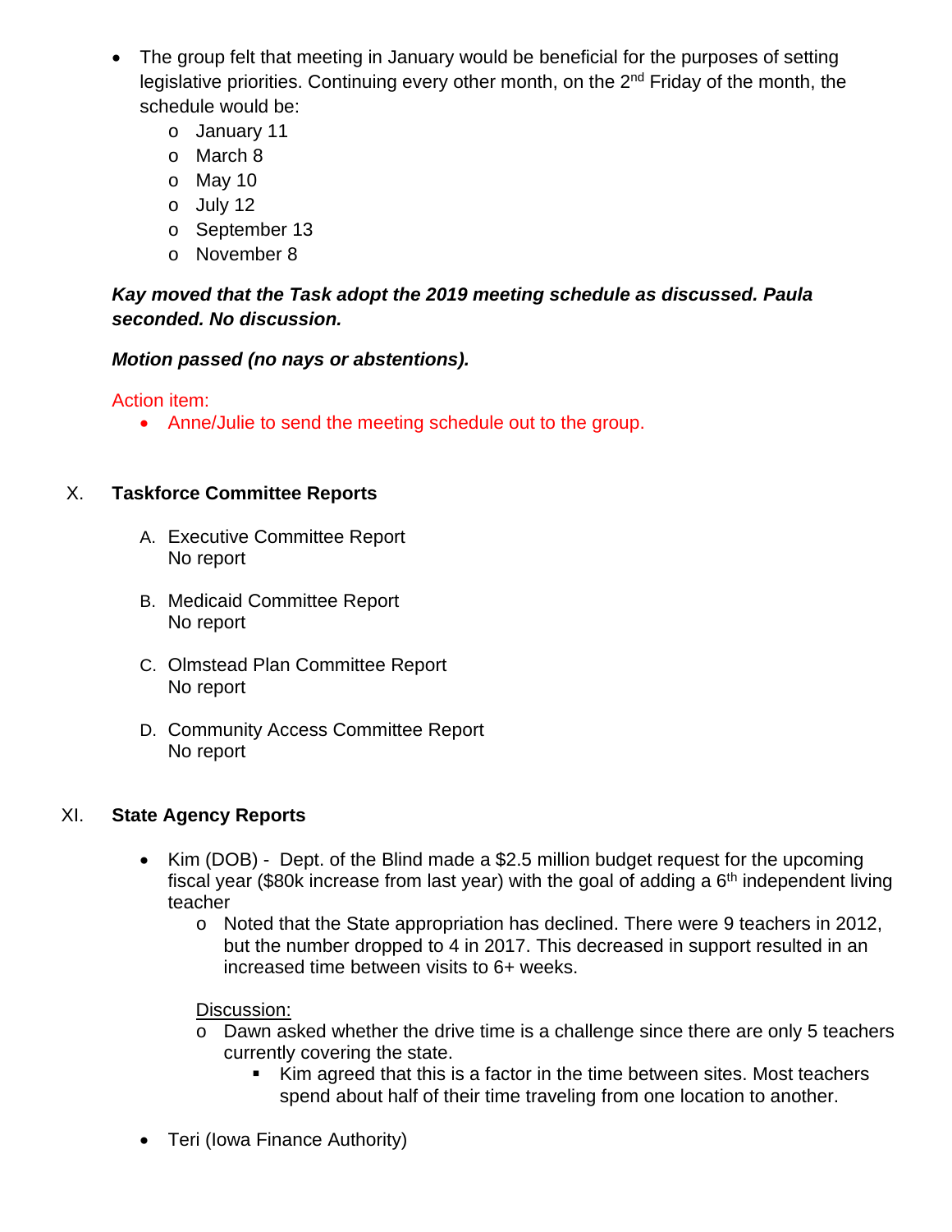- The group felt that meeting in January would be beneficial for the purposes of setting legislative priorities. Continuing every other month, on the 2nd Friday of the month, the schedule would be:
  - January 11
  - March 8
  - May 10
  - July 12
  - September 13
  - November 8

***Kay moved that the Task adopt the 2019 meeting schedule as discussed. Paula seconded. No discussion.***

***Motion passed (no nays or abstentions).***

Action item:

- Anne/Julie to send the meeting schedule out to the group.

## X. Taskforce Committee Reports

A. Executive Committee Report
No report

B. Medicaid Committee Report
No report

C. Olmstead Plan Committee Report
No report

D. Community Access Committee Report
No report

## XI. State Agency Reports

- Kim (DOB) - Dept. of the Blind made a $2.5 million budget request for the upcoming fiscal year ($80k increase from last year) with the goal of adding a 6th independent living teacher
  - Noted that the State appropriation has declined. There were 9 teachers in 2012, but the number dropped to 4 in 2017. This decreased in support resulted in an increased time between visits to 6+ weeks.

  Discussion:
  - Dawn asked whether the drive time is a challenge since there are only 5 teachers currently covering the state.
    - Kim agreed that this is a factor in the time between sites. Most teachers spend about half of their time traveling from one location to another.

- Teri (Iowa Finance Authority)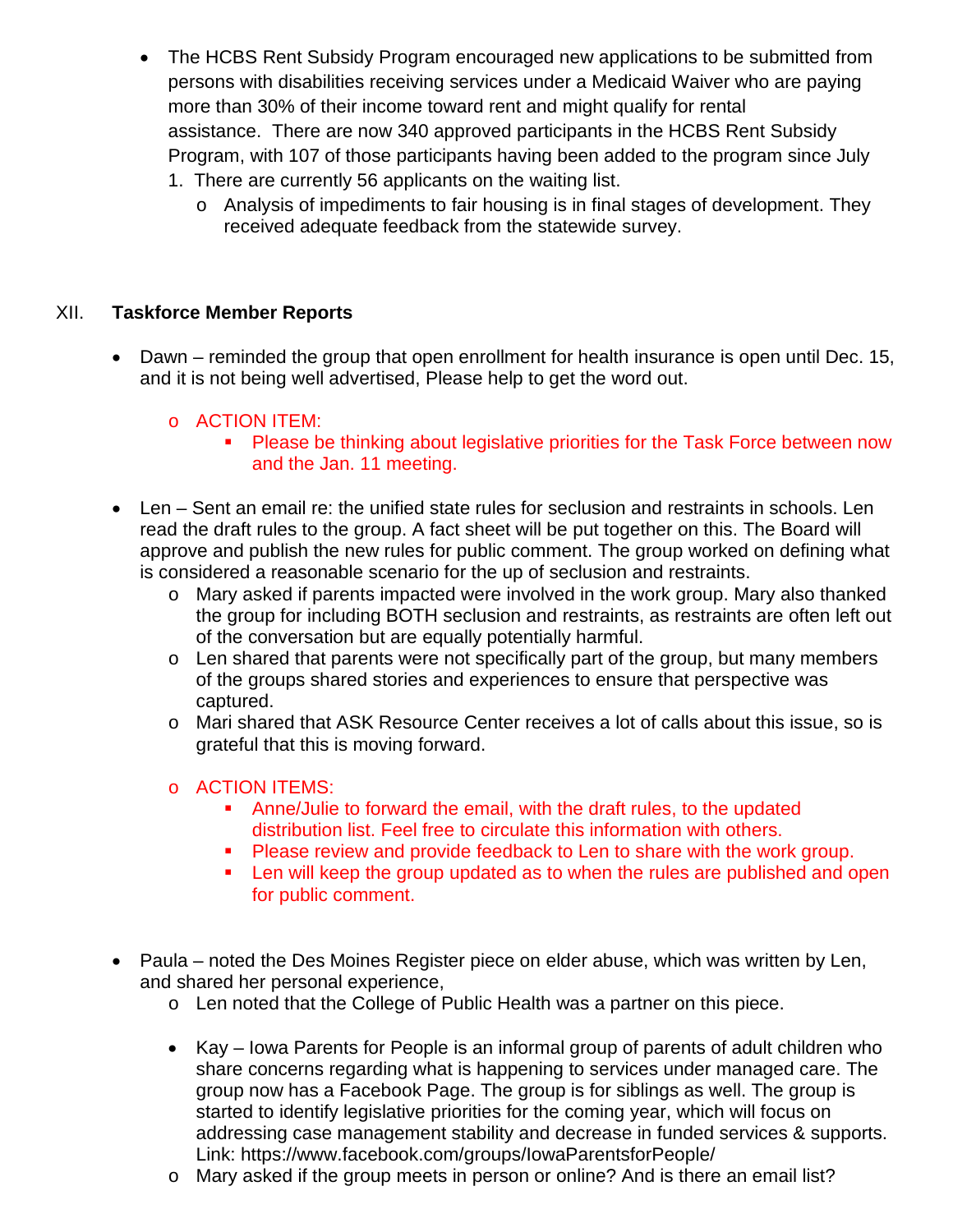- The HCBS Rent Subsidy Program encouraged new applications to be submitted from persons with disabilities receiving services under a Medicaid Waiver who are paying more than 30% of their income toward rent and might qualify for rental assistance. There are now 340 approved participants in the HCBS Rent Subsidy Program, with 107 of those participants having been added to the program since July 1. There are currently 56 applicants on the waiting list.
  - Analysis of impediments to fair housing is in final stages of development. They received adequate feedback from the statewide survey.

## XII. **Taskforce Member Reports**

- Dawn – reminded the group that open enrollment for health insurance is open until Dec. 15, and it is not being well advertised, Please help to get the word out.
  - ACTION ITEM:
    - Please be thinking about legislative priorities for the Task Force between now and the Jan. 11 meeting.

- Len – Sent an email re: the unified state rules for seclusion and restraints in schools. Len read the draft rules to the group. A fact sheet will be put together on this. The Board will approve and publish the new rules for public comment. The group worked on defining what is considered a reasonable scenario for the up of seclusion and restraints.
  - Mary asked if parents impacted were involved in the work group. Mary also thanked the group for including BOTH seclusion and restraints, as restraints are often left out of the conversation but are equally potentially harmful.
  - Len shared that parents were not specifically part of the group, but many members of the groups shared stories and experiences to ensure that perspective was captured.
  - Mari shared that ASK Resource Center receives a lot of calls about this issue, so is grateful that this is moving forward.
  - ACTION ITEMS:
    - Anne/Julie to forward the email, with the draft rules, to the updated distribution list. Feel free to circulate this information with others.
    - Please review and provide feedback to Len to share with the work group.
    - Len will keep the group updated as to when the rules are published and open for public comment.

- Paula – noted the Des Moines Register piece on elder abuse, which was written by Len, and shared her personal experience,
  - Len noted that the College of Public Health was a partner on this piece.

  - Kay – Iowa Parents for People is an informal group of parents of adult children who share concerns regarding what is happening to services under managed care. The group now has a Facebook Page. The group is for siblings as well. The group is started to identify legislative priorities for the coming year, which will focus on addressing case management stability and decrease in funded services & supports. Link: https://www.facebook.com/groups/IowaParentsforPeople/
  - Mary asked if the group meets in person or online? And is there an email list?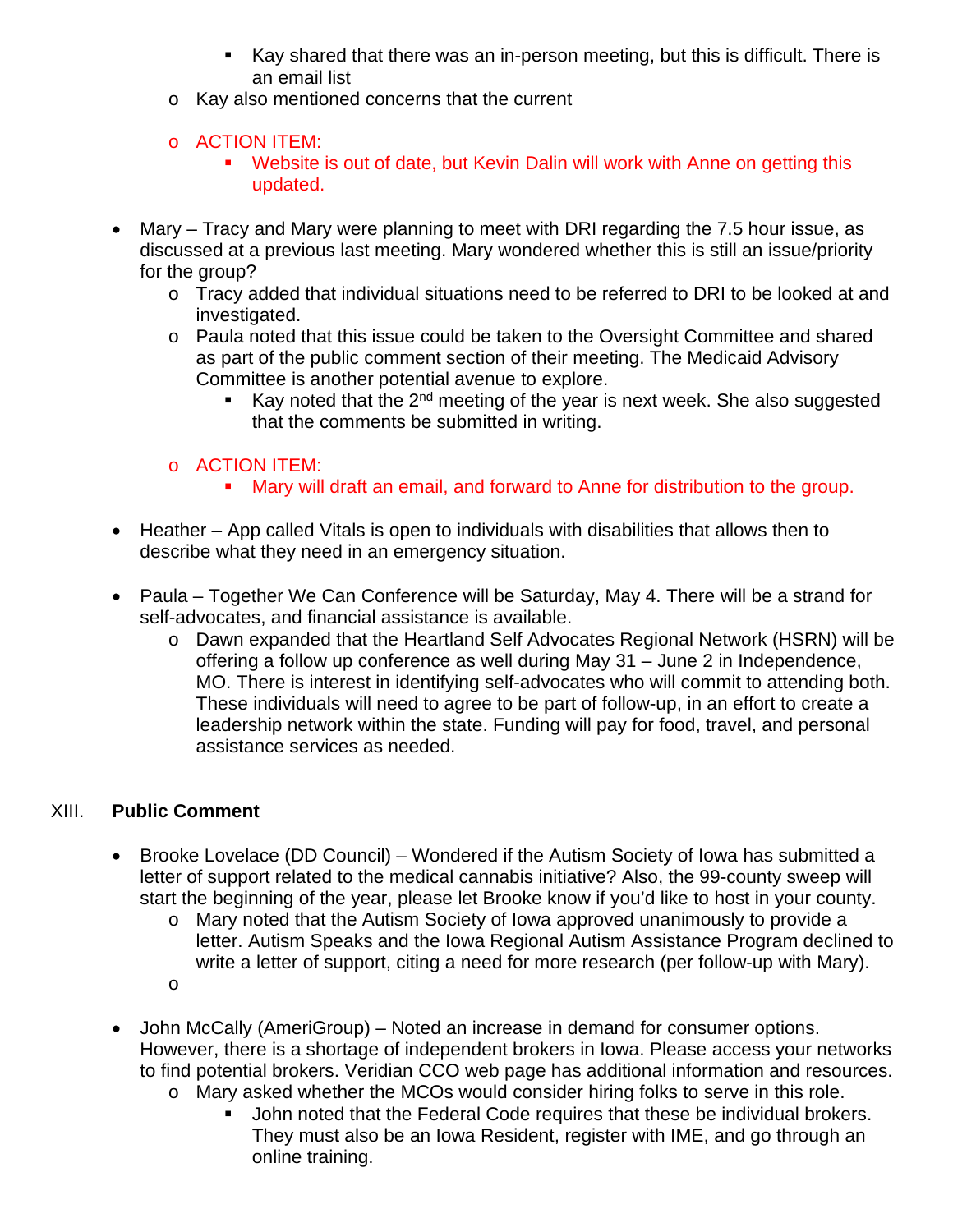- Kay shared that there was an in-person meeting, but this is difficult. There is an email list
    - Kay also mentioned concerns that the current
    - ACTION ITEM:
        - Website is out of date, but Kevin Dalin will work with Anne on getting this updated.

- Mary – Tracy and Mary were planning to meet with DRI regarding the 7.5 hour issue, as discussed at a previous last meeting. Mary wondered whether this is still an issue/priority for the group?
    - Tracy added that individual situations need to be referred to DRI to be looked at and investigated.
    - Paula noted that this issue could be taken to the Oversight Committee and shared as part of the public comment section of their meeting. The Medicaid Advisory Committee is another potential avenue to explore.
        - Kay noted that the 2nd meeting of the year is next week. She also suggested that the comments be submitted in writing.
    - ACTION ITEM:
        - Mary will draft an email, and forward to Anne for distribution to the group.

- Heather – App called Vitals is open to individuals with disabilities that allows then to describe what they need in an emergency situation.

- Paula – Together We Can Conference will be Saturday, May 4. There will be a strand for self-advocates, and financial assistance is available.
    - Dawn expanded that the Heartland Self Advocates Regional Network (HSRN) will be offering a follow up conference as well during May 31 – June 2 in Independence, MO. There is interest in identifying self-advocates who will commit to attending both. These individuals will need to agree to be part of follow-up, in an effort to create a leadership network within the state. Funding will pay for food, travel, and personal assistance services as needed.

## XIII. **Public Comment**

- Brooke Lovelace (DD Council) – Wondered if the Autism Society of Iowa has submitted a letter of support related to the medical cannabis initiative? Also, the 99-county sweep will start the beginning of the year, please let Brooke know if you'd like to host in your county.
    - Mary noted that the Autism Society of Iowa approved unanimously to provide a letter. Autism Speaks and the Iowa Regional Autism Assistance Program declined to write a letter of support, citing a need for more research (per follow-up with Mary).
    - 

- John McCally (AmeriGroup) – Noted an increase in demand for consumer options. However, there is a shortage of independent brokers in Iowa. Please access your networks to find potential brokers. Veridian CCO web page has additional information and resources.
    - Mary asked whether the MCOs would consider hiring folks to serve in this role.
        - John noted that the Federal Code requires that these be individual brokers. They must also be an Iowa Resident, register with IME, and go through an online training.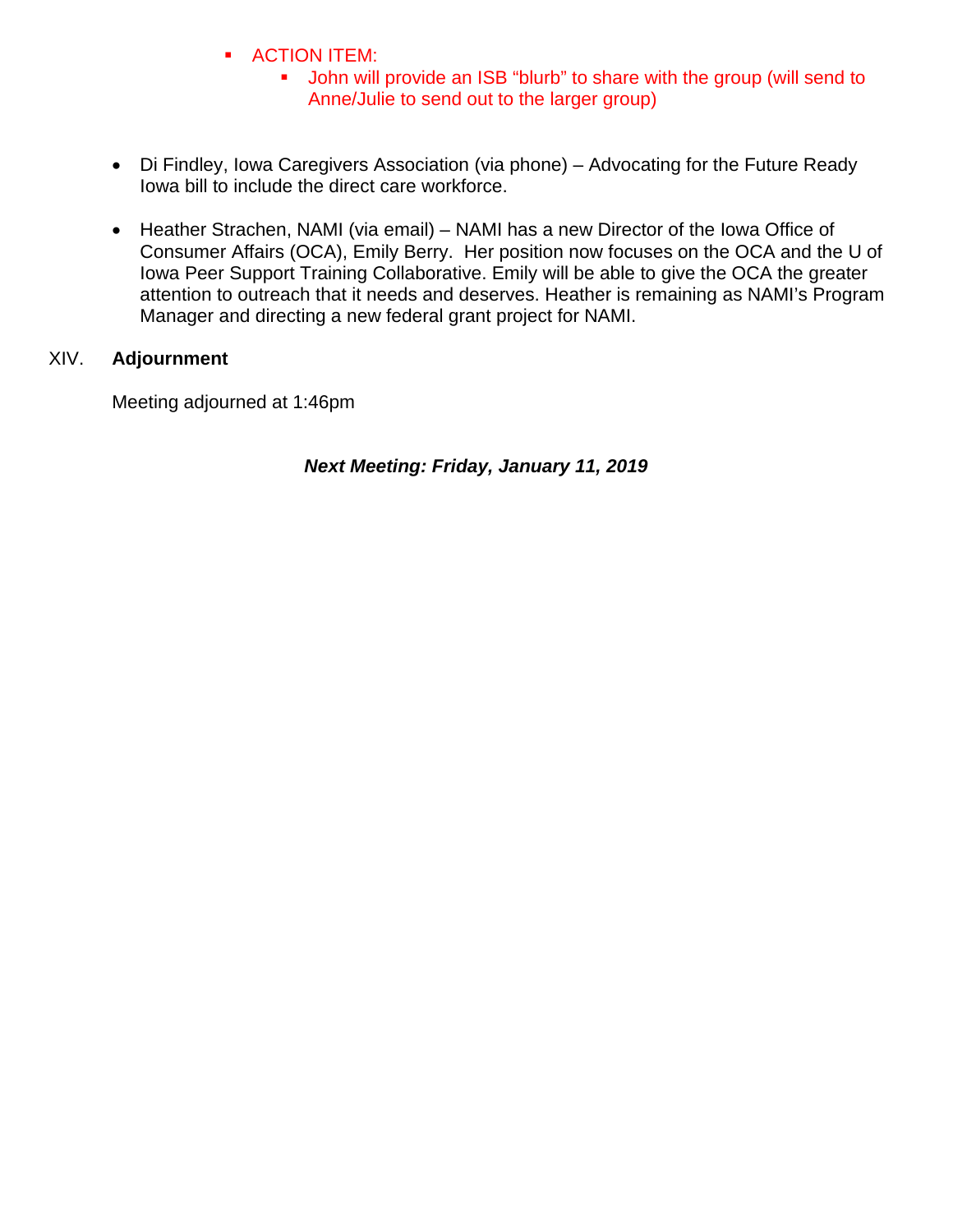- ACTION ITEM:
    - John will provide an ISB “blurb” to share with the group (will send to Anne/Julie to send out to the larger group)

- Di Findley, Iowa Caregivers Association (via phone) – Advocating for the Future Ready Iowa bill to include the direct care workforce.

- Heather Strachen, NAMI (via email) – NAMI has a new Director of the Iowa Office of Consumer Affairs (OCA), Emily Berry. Her position now focuses on the OCA and the U of Iowa Peer Support Training Collaborative. Emily will be able to give the OCA the greater attention to outreach that it needs and deserves. Heather is remaining as NAMI’s Program Manager and directing a new federal grant project for NAMI.

## XIV. **Adjournment**

Meeting adjourned at 1:46pm

***Next Meeting: Friday, January 11, 2019***